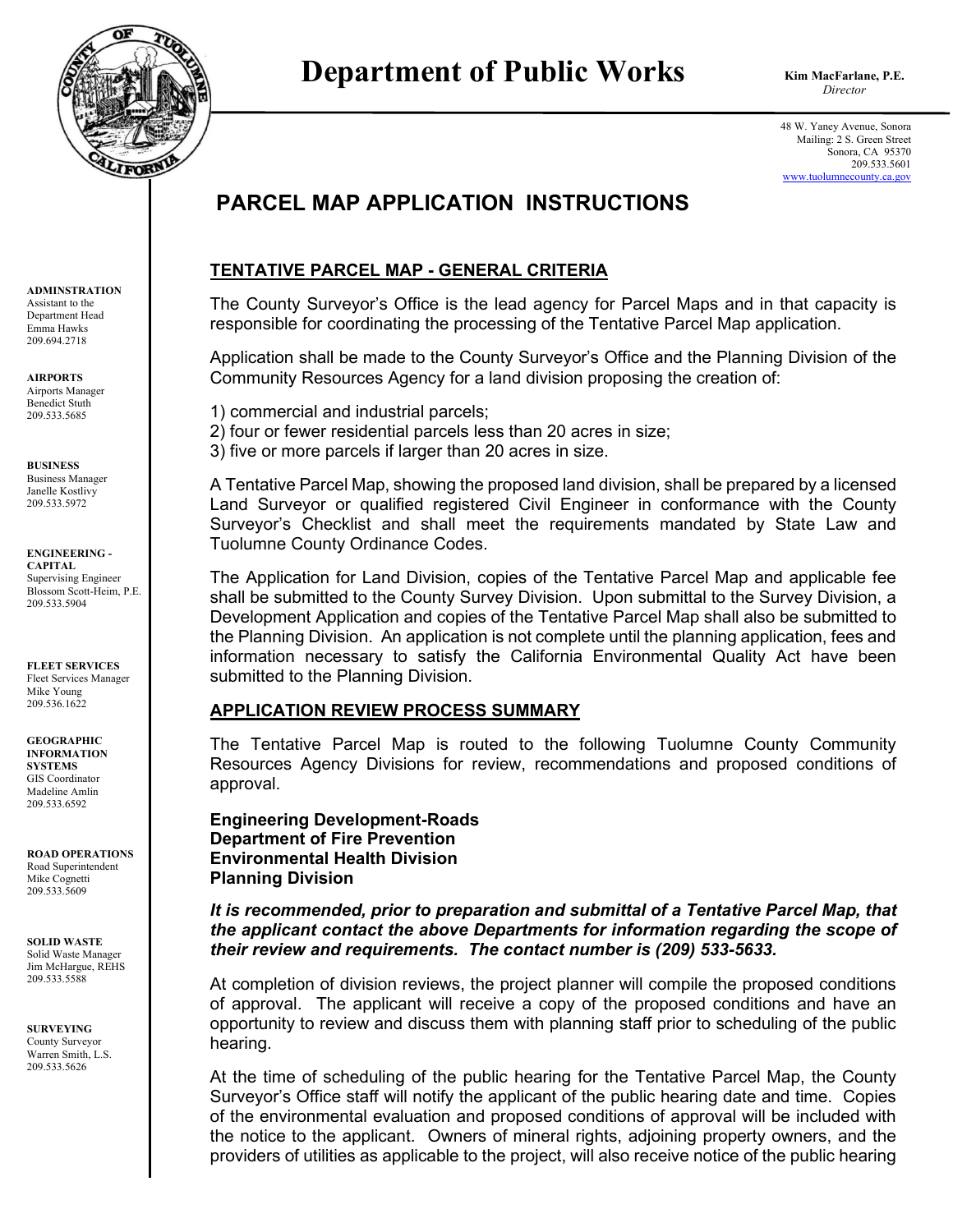# Department of Public Works

**Kim MacFarlane, P.E.**
*Director*

48 W. Yaney Avenue, Sonora
Mailing: 2 S. Green Street
Sonora, CA 95370
209.533.5601
www.tuolumnecounty.ca.gov

**ADMINSTRATION**
Assistant to the Department Head
Emma Hawks
209.694.2718

**AIRPORTS**
Airports Manager
Benedict Stuth
209.533.5685

**BUSINESS**
Business Manager
Janelle Kostlivy
209.533.5972

**ENGINEERING - CAPITAL**
Supervising Engineer
Blossom Scott-Heim, P.E.
209.533.5904

**FLEET SERVICES**
Fleet Services Manager
Mike Young
209.536.1622

**GEOGRAPHIC INFORMATION SYSTEMS**
GIS Coordinator
Madeline Amlin
209.533.6592

**ROAD OPERATIONS**
Road Superintendent
Mike Cognetti
209.533.5609

**SOLID WASTE**
Solid Waste Manager
Jim McHargue, REHS
209.533.5588

**SURVEYING**
County Surveyor
Warren Smith, L.S.
209.533.5626

# PARCEL MAP APPLICATION INSTRUCTIONS

## TENTATIVE PARCEL MAP - GENERAL CRITERIA

The County Surveyor's Office is the lead agency for Parcel Maps and in that capacity is responsible for coordinating the processing of the Tentative Parcel Map application.

Application shall be made to the County Surveyor's Office and the Planning Division of the Community Resources Agency for a land division proposing the creation of:

1) commercial and industrial parcels;
2) four or fewer residential parcels less than 20 acres in size;
3) five or more parcels if larger than 20 acres in size.

A Tentative Parcel Map, showing the proposed land division, shall be prepared by a licensed Land Surveyor or qualified registered Civil Engineer in conformance with the County Surveyor's Checklist and shall meet the requirements mandated by State Law and Tuolumne County Ordinance Codes.

The Application for Land Division, copies of the Tentative Parcel Map and applicable fee shall be submitted to the County Survey Division. Upon submittal to the Survey Division, a Development Application and copies of the Tentative Parcel Map shall also be submitted to the Planning Division. An application is not complete until the planning application, fees and information necessary to satisfy the California Environmental Quality Act have been submitted to the Planning Division.

## APPLICATION REVIEW PROCESS SUMMARY

The Tentative Parcel Map is routed to the following Tuolumne County Community Resources Agency Divisions for review, recommendations and proposed conditions of approval.

**Engineering Development-Roads**
**Department of Fire Prevention**
**Environmental Health Division**
**Planning Division**

***It is recommended, prior to preparation and submittal of a Tentative Parcel Map, that the applicant contact the above Departments for information regarding the scope of their review and requirements. The contact number is (209) 533-5633.***

At completion of division reviews, the project planner will compile the proposed conditions of approval. The applicant will receive a copy of the proposed conditions and have an opportunity to review and discuss them with planning staff prior to scheduling of the public hearing.

At the time of scheduling of the public hearing for the Tentative Parcel Map, the County Surveyor's Office staff will notify the applicant of the public hearing date and time. Copies of the environmental evaluation and proposed conditions of approval will be included with the notice to the applicant. Owners of mineral rights, adjoining property owners, and the providers of utilities as applicable to the project, will also receive notice of the public hearing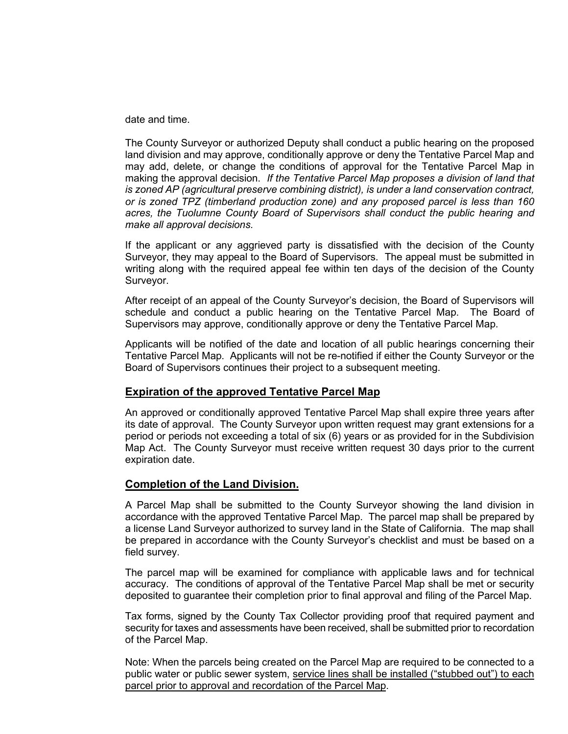date and time.

The County Surveyor or authorized Deputy shall conduct a public hearing on the proposed land division and may approve, conditionally approve or deny the Tentative Parcel Map and may add, delete, or change the conditions of approval for the Tentative Parcel Map in making the approval decision. *If the Tentative Parcel Map proposes a division of land that is zoned AP (agricultural preserve combining district), is under a land conservation contract, or is zoned TPZ (timberland production zone) and any proposed parcel is less than 160 acres, the Tuolumne County Board of Supervisors shall conduct the public hearing and make all approval decisions.*

If the applicant or any aggrieved party is dissatisfied with the decision of the County Surveyor, they may appeal to the Board of Supervisors. The appeal must be submitted in writing along with the required appeal fee within ten days of the decision of the County Surveyor.

After receipt of an appeal of the County Surveyor's decision, the Board of Supervisors will schedule and conduct a public hearing on the Tentative Parcel Map. The Board of Supervisors may approve, conditionally approve or deny the Tentative Parcel Map.

Applicants will be notified of the date and location of all public hearings concerning their Tentative Parcel Map. Applicants will not be re-notified if either the County Surveyor or the Board of Supervisors continues their project to a subsequent meeting.

## <u>Expiration of the approved Tentative Parcel Map</u>

An approved or conditionally approved Tentative Parcel Map shall expire three years after its date of approval. The County Surveyor upon written request may grant extensions for a period or periods not exceeding a total of six (6) years or as provided for in the Subdivision Map Act. The County Surveyor must receive written request 30 days prior to the current expiration date.

## <u>Completion of the Land Division.</u>

A Parcel Map shall be submitted to the County Surveyor showing the land division in accordance with the approved Tentative Parcel Map. The parcel map shall be prepared by a license Land Surveyor authorized to survey land in the State of California. The map shall be prepared in accordance with the County Surveyor's checklist and must be based on a field survey.

The parcel map will be examined for compliance with applicable laws and for technical accuracy. The conditions of approval of the Tentative Parcel Map shall be met or security deposited to guarantee their completion prior to final approval and filing of the Parcel Map.

Tax forms, signed by the County Tax Collector providing proof that required payment and security for taxes and assessments have been received, shall be submitted prior to recordation of the Parcel Map.

Note: When the parcels being created on the Parcel Map are required to be connected to a public water or public sewer system, <u>service lines shall be installed ("stubbed out") to each parcel prior to approval and recordation of the Parcel Map</u>.